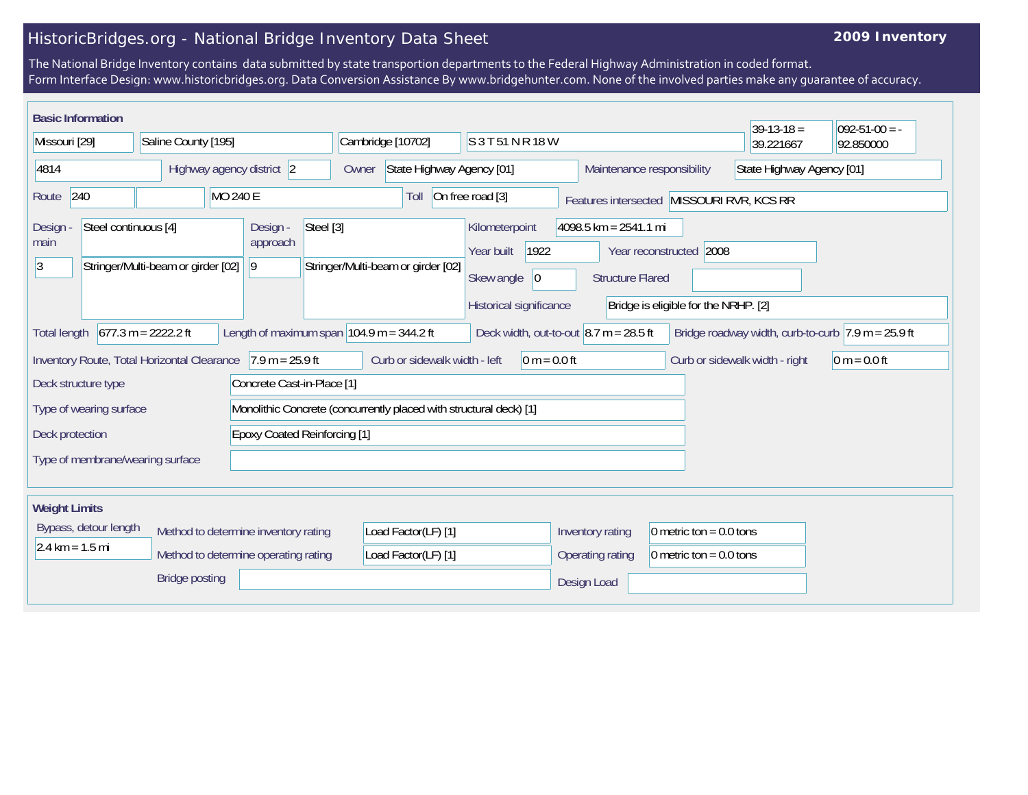# HistoricBridges.org - National Bridge Inventory Data Sheet

**2009 Inventory**

The National Bridge Inventory contains data submitted by state transportion departments to the Federal Highway Administration in coded format.
Form Interface Design: www.historicbridges.org. Data Conversion Assistance By www.bridgehunter.com. None of the involved parties make any guarantee of accuracy.

## Basic Information

| | |
|---|---|
| State | Missouri [29] |
| County | Saline County [195] |
| Place | Cambridge [10702] |
| Location | S 3 T 51 N R 18 W |
| Latitude | 39-13-18 = 39.221667 |
| Longitude | 092-51-00 = -92.850000 |
| Structure number | 4814 |
| Highway agency district | 2 |
| Owner | State Highway Agency [01] |
| Maintenance responsibility | State Highway Agency [01] |
| Route | 240 |
| Facility carried | MO 240 E |
| Toll | On free road [3] |
| Features intersected | MISSOURI RVR, KCS RR |
| Design - main | Steel continuous [4] |
| Design - main (number of spans) | 3 |
| Design - main (type) | Stringer/Multi-beam or girder [02] |
| Design - approach | Steel [3] |
| Design - approach (number of spans) | 9 |
| Design - approach (type) | Stringer/Multi-beam or girder [02] |
| Kilometerpoint | 4098.5 km = 2541.1 mi |
| Year built | 1922 |
| Year reconstructed | 2008 |
| Skew angle | 0 |
| Structure Flared | |
| Historical significance | Bridge is eligible for the NRHP. [2] |
| Total length | 677.3 m = 2222.2 ft |
| Length of maximum span | 104.9 m = 344.2 ft |
| Deck width, out-to-out | 8.7 m = 28.5 ft |
| Bridge roadway width, curb-to-curb | 7.9 m = 25.9 ft |
| Inventory Route, Total Horizontal Clearance | 7.9 m = 25.9 ft |
| Curb or sidewalk width - left | 0 m = 0.0 ft |
| Curb or sidewalk width - right | 0 m = 0.0 ft |
| Deck structure type | Concrete Cast-in-Place [1] |
| Type of wearing surface | Monolithic Concrete (concurrently placed with structural deck) [1] |
| Deck protection | Epoxy Coated Reinforcing [1] |
| Type of membrane/wearing surface | |

## Weight Limits

| | |
|---|---|
| Bypass, detour length | 2.4 km = 1.5 mi |
| Method to determine inventory rating | Load Factor(LF) [1] |
| Method to determine operating rating | Load Factor(LF) [1] |
| Inventory rating | 0 metric ton = 0.0 tons |
| Operating rating | 0 metric ton = 0.0 tons |
| Bridge posting | |
| Design Load | |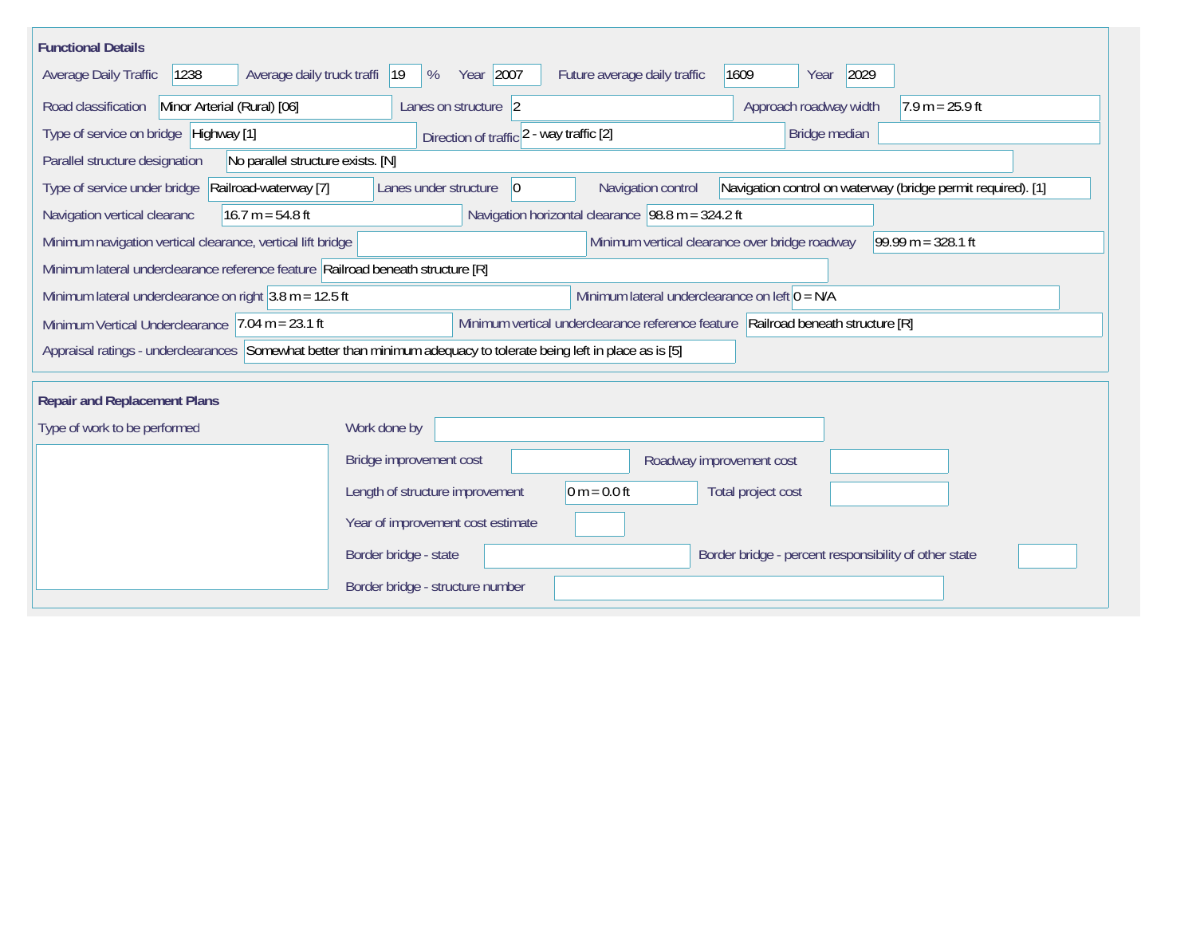## Functional Details

Average Daily Traffic: 1238

Average daily truck traffi: 19 %

Year: 2007

Future average daily traffic: 1609

Year: 2029

Road classification: Minor Arterial (Rural) [06]

Lanes on structure: 2

Approach roadway width: 7.9 m = 25.9 ft

Type of service on bridge: Highway [1]

Direction of traffic: 2 - way traffic [2]

Bridge median:

Parallel structure designation: No parallel structure exists. [N]

Type of service under bridge: Railroad-waterway [7]

Lanes under structure: 0

Navigation control: Navigation control on waterway (bridge permit required). [1]

Navigation vertical clearanc: 16.7 m = 54.8 ft

Navigation horizontal clearance: 98.8 m = 324.2 ft

Minimum navigation vertical clearance, vertical lift bridge:

Minimum vertical clearance over bridge roadway: 99.99 m = 328.1 ft

Minimum lateral underclearance reference feature: Railroad beneath structure [R]

Minimum lateral underclearance on right: 3.8 m = 12.5 ft

Minimum lateral underclearance on left: 0 = N/A

Minimum Vertical Underclearance: 7.04 m = 23.1 ft

Minimum vertical underclearance reference feature: Railroad beneath structure [R]

Appraisal ratings - underclearances: Somewhat better than minimum adequacy to tolerate being left in place as is [5]

## Repair and Replacement Plans

Type of work to be performed:

Work done by:

Bridge improvement cost:

Roadway improvement cost:

Length of structure improvement: 0 m = 0.0 ft

Total project cost:

Year of improvement cost estimate:

Border bridge - state:

Border bridge - percent responsibility of other state:

Border bridge - structure number: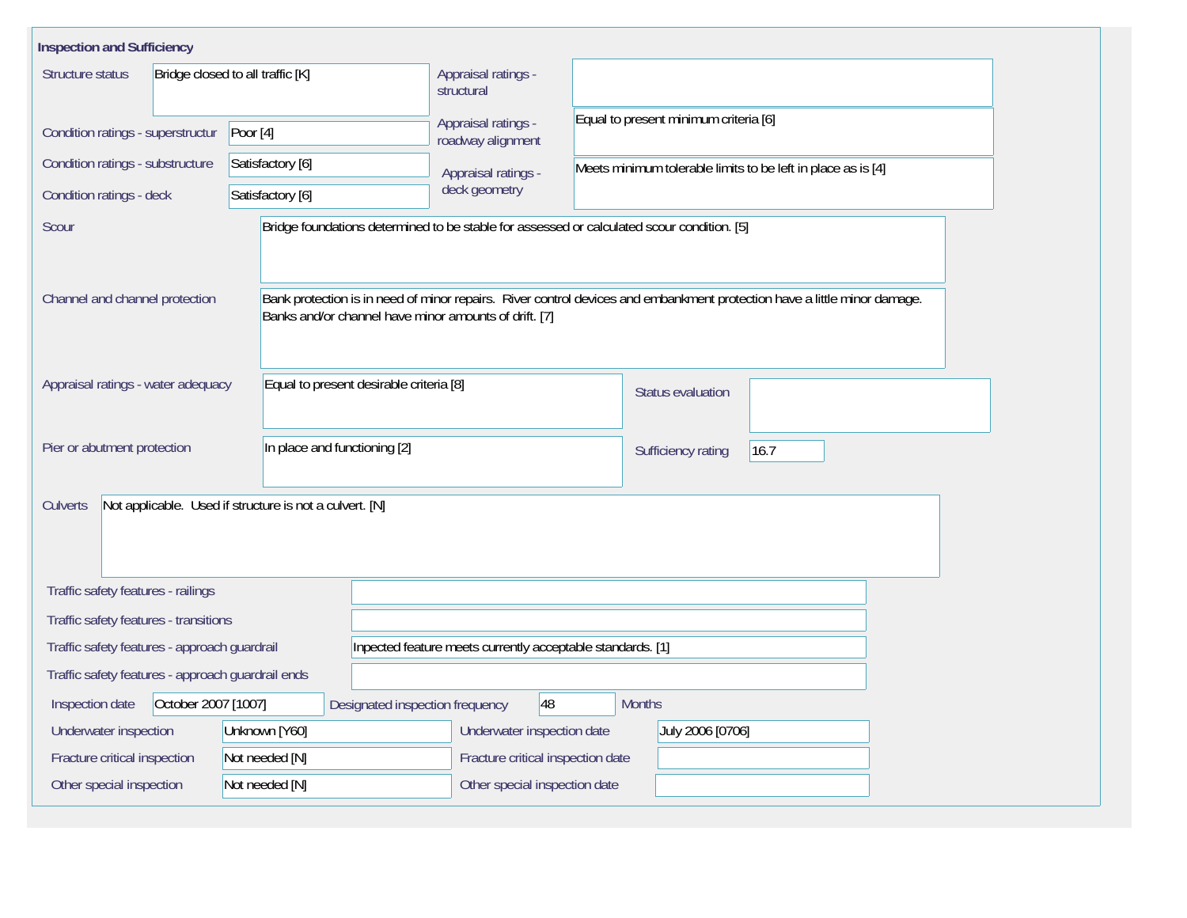## Inspection and Sufficiency

| Field | Value |
|---|---|
| Structure status | Bridge closed to all traffic [K] |
| Appraisal ratings - structural | |
| Condition ratings - superstructur | Poor [4] |
| Appraisal ratings - roadway alignment | Equal to present minimum criteria [6] |
| Condition ratings - substructure | Satisfactory [6] |
| Appraisal ratings - deck geometry | Meets minimum tolerable limits to be left in place as is [4] |
| Condition ratings - deck | Satisfactory [6] |
| Scour | Bridge foundations determined to be stable for assessed or calculated scour condition. [5] |
| Channel and channel protection | Bank protection is in need of minor repairs. River control devices and embankment protection have a little minor damage. Banks and/or channel have minor amounts of drift. [7] |
| Appraisal ratings - water adequacy | Equal to present desirable criteria [8] |
| Status evaluation | |
| Pier or abutment protection | In place and functioning [2] |
| Sufficiency rating | 16.7 |
| Culverts | Not applicable. Used if structure is not a culvert. [N] |
| Traffic safety features - railings | |
| Traffic safety features - transitions | |
| Traffic safety features - approach guardrail | Inpected feature meets currently acceptable standards. [1] |
| Traffic safety features - approach guardrail ends | |
| Inspection date | October 2007 [1007] |
| Designated inspection frequency | 48 Months |
| Underwater inspection | Unknown [Y60] |
| Underwater inspection date | July 2006 [0706] |
| Fracture critical inspection | Not needed [N] |
| Fracture critical inspection date | |
| Other special inspection | Not needed [N] |
| Other special inspection date | |